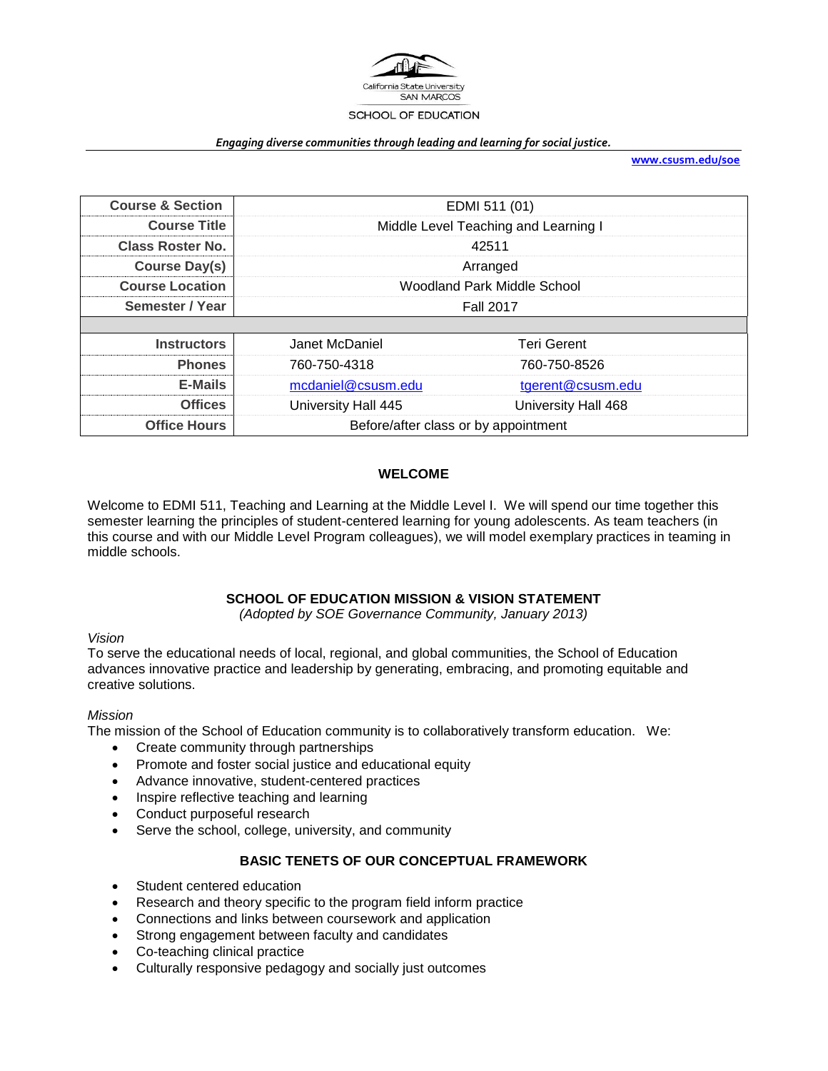California State University
SAN MARCOS
SCHOOL OF EDUCATION

*Engaging diverse communities through leading and learning for social justice.*

www.csusm.edu/soe

| | | |
|---|---|---|
| **Course & Section** | EDMI 511 (01) | |
| **Course Title** | Middle Level Teaching and Learning I | |
| **Class Roster No.** | 42511 | |
| **Course Day(s)** | Arranged | |
| **Course Location** | Woodland Park Middle School | |
| **Semester / Year** | Fall 2017 | |
| | | |
| **Instructors** | Janet McDaniel | Teri Gerent |
| **Phones** | 760-750-4318 | 760-750-8526 |
| **E-Mails** | mcdaniel@csusm.edu | tgerent@csusm.edu |
| **Offices** | University Hall 445 | University Hall 468 |
| **Office Hours** | Before/after class or by appointment | |

## WELCOME

Welcome to EDMI 511, Teaching and Learning at the Middle Level I. We will spend our time together this semester learning the principles of student-centered learning for young adolescents. As team teachers (in this course and with our Middle Level Program colleagues), we will model exemplary practices in teaming in middle schools.

## SCHOOL OF EDUCATION MISSION & VISION STATEMENT

*(Adopted by SOE Governance Community, January 2013)*

*Vision*

To serve the educational needs of local, regional, and global communities, the School of Education advances innovative practice and leadership by generating, embracing, and promoting equitable and creative solutions.

*Mission*

The mission of the School of Education community is to collaboratively transform education. We:

- Create community through partnerships
- Promote and foster social justice and educational equity
- Advance innovative, student-centered practices
- Inspire reflective teaching and learning
- Conduct purposeful research
- Serve the school, college, university, and community

## BASIC TENETS OF OUR CONCEPTUAL FRAMEWORK

- Student centered education
- Research and theory specific to the program field inform practice
- Connections and links between coursework and application
- Strong engagement between faculty and candidates
- Co-teaching clinical practice
- Culturally responsive pedagogy and socially just outcomes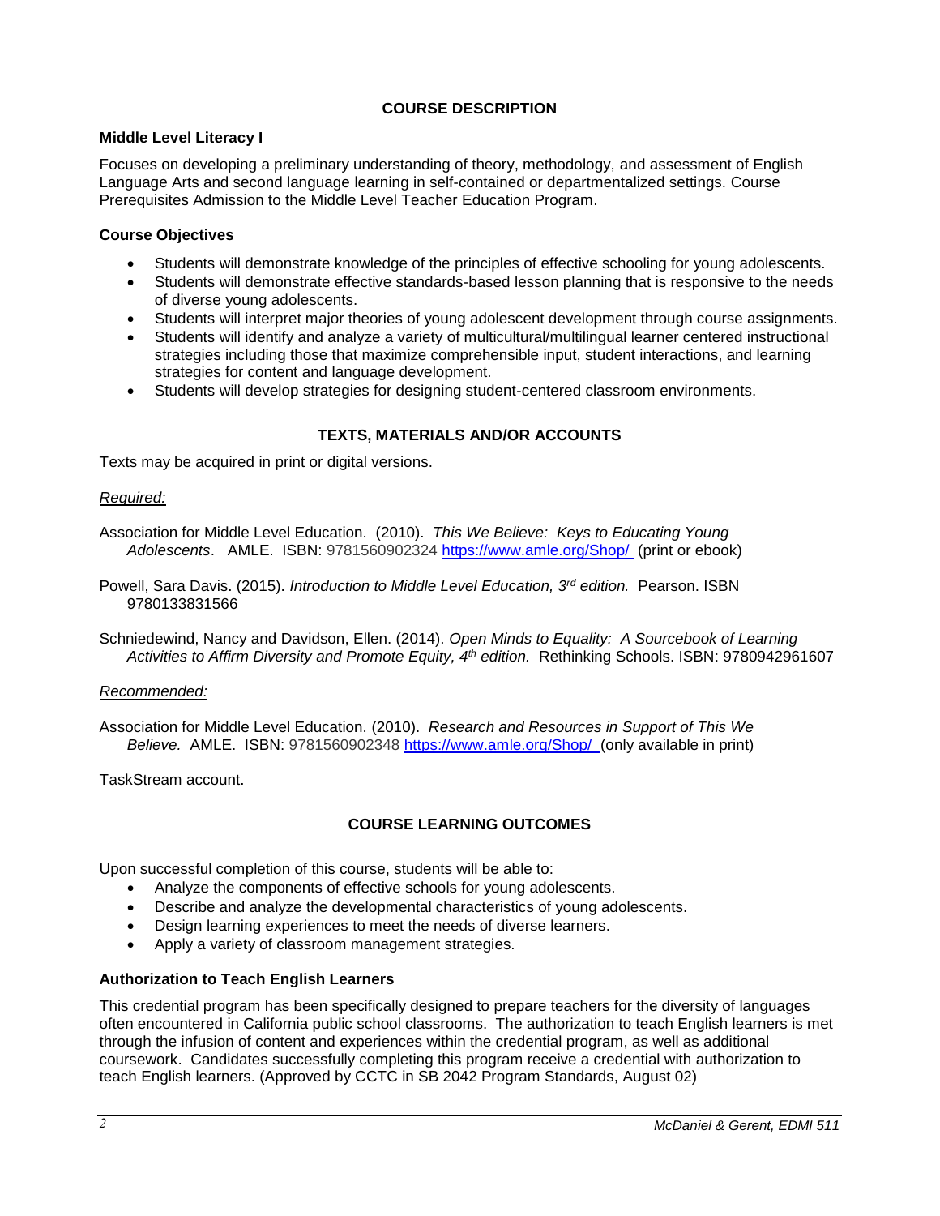## COURSE DESCRIPTION

### Middle Level Literacy I

Focuses on developing a preliminary understanding of theory, methodology, and assessment of English Language Arts and second language learning in self-contained or departmentalized settings. Course Prerequisites Admission to the Middle Level Teacher Education Program.

### Course Objectives

- Students will demonstrate knowledge of the principles of effective schooling for young adolescents.
- Students will demonstrate effective standards-based lesson planning that is responsive to the needs of diverse young adolescents.
- Students will interpret major theories of young adolescent development through course assignments.
- Students will identify and analyze a variety of multicultural/multilingual learner centered instructional strategies including those that maximize comprehensible input, student interactions, and learning strategies for content and language development.
- Students will develop strategies for designing student-centered classroom environments.

## TEXTS, MATERIALS AND/OR ACCOUNTS

Texts may be acquired in print or digital versions.

*Required:*

Association for Middle Level Education. (2010). *This We Believe: Keys to Educating Young Adolescents*. AMLE. ISBN: 9781560902324 [https://www.amle.org/Shop/](https://www.amle.org/Shop/) (print or ebook)

Powell, Sara Davis. (2015). *Introduction to Middle Level Education, 3rd edition.* Pearson. ISBN 9780133831566

Schniedewind, Nancy and Davidson, Ellen. (2014). *Open Minds to Equality: A Sourcebook of Learning Activities to Affirm Diversity and Promote Equity, 4th edition.* Rethinking Schools. ISBN: 9780942961607

*Recommended:*

Association for Middle Level Education. (2010). *Research and Resources in Support of This We Believe.* AMLE. ISBN: 9781560902348 [https://www.amle.org/Shop/](https://www.amle.org/Shop/) (only available in print)

TaskStream account.

## COURSE LEARNING OUTCOMES

Upon successful completion of this course, students will be able to:

- Analyze the components of effective schools for young adolescents.
- Describe and analyze the developmental characteristics of young adolescents.
- Design learning experiences to meet the needs of diverse learners.
- Apply a variety of classroom management strategies.

### Authorization to Teach English Learners

This credential program has been specifically designed to prepare teachers for the diversity of languages often encountered in California public school classrooms. The authorization to teach English learners is met through the infusion of content and experiences within the credential program, as well as additional coursework. Candidates successfully completing this program receive a credential with authorization to teach English learners. (Approved by CCTC in SB 2042 Program Standards, August 02)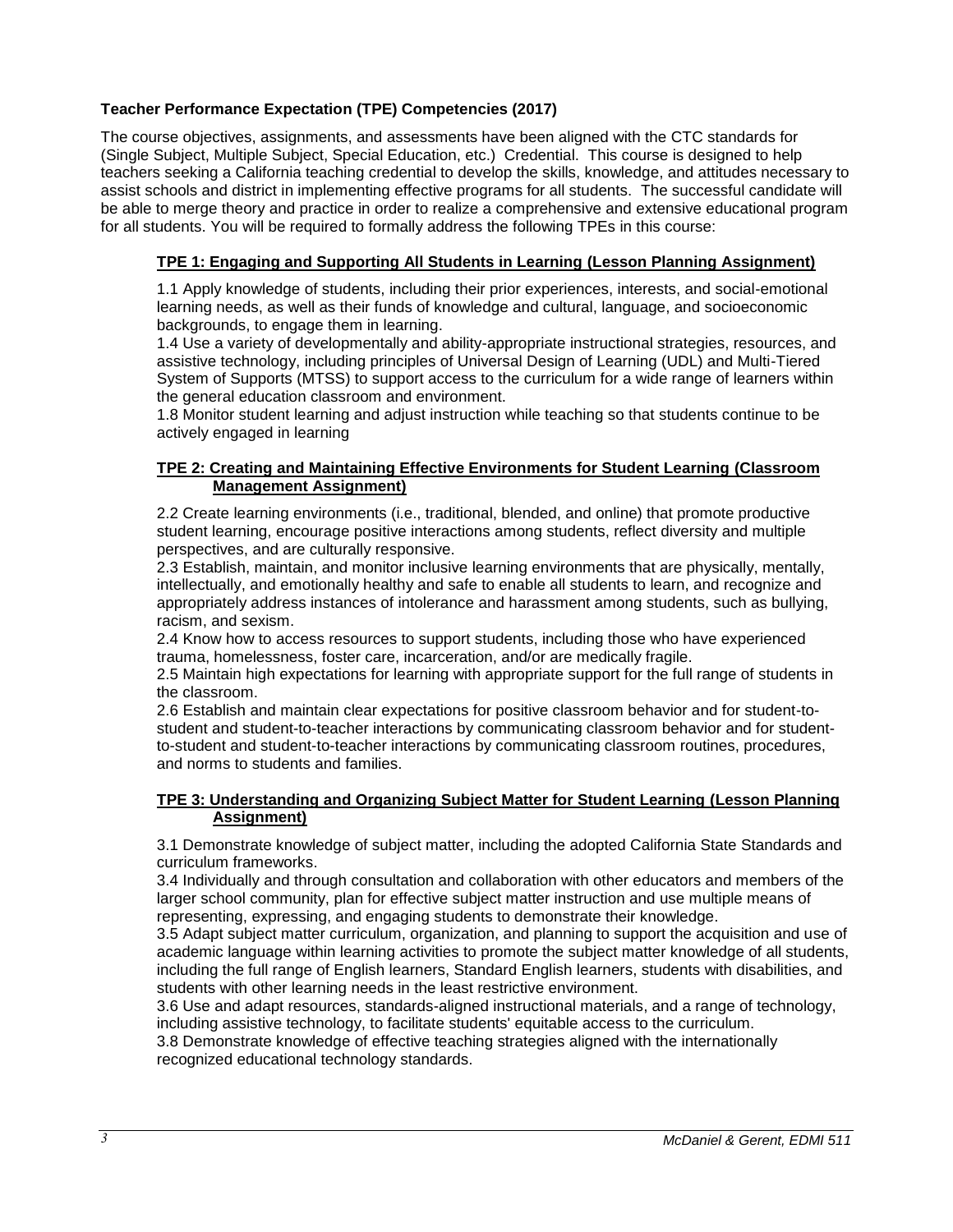**Teacher Performance Expectation (TPE) Competencies (2017)**

The course objectives, assignments, and assessments have been aligned with the CTC standards for (Single Subject, Multiple Subject, Special Education, etc.) Credential. This course is designed to help teachers seeking a California teaching credential to develop the skills, knowledge, and attitudes necessary to assist schools and district in implementing effective programs for all students. The successful candidate will be able to merge theory and practice in order to realize a comprehensive and extensive educational program for all students. You will be required to formally address the following TPEs in this course:

**TPE 1: Engaging and Supporting All Students in Learning (Lesson Planning Assignment)**

1.1 Apply knowledge of students, including their prior experiences, interests, and social-emotional learning needs, as well as their funds of knowledge and cultural, language, and socioeconomic backgrounds, to engage them in learning.
1.4 Use a variety of developmentally and ability-appropriate instructional strategies, resources, and assistive technology, including principles of Universal Design of Learning (UDL) and Multi-Tiered System of Supports (MTSS) to support access to the curriculum for a wide range of learners within the general education classroom and environment.
1.8 Monitor student learning and adjust instruction while teaching so that students continue to be actively engaged in learning

**TPE 2: Creating and Maintaining Effective Environments for Student Learning (Classroom Management Assignment)**

2.2 Create learning environments (i.e., traditional, blended, and online) that promote productive student learning, encourage positive interactions among students, reflect diversity and multiple perspectives, and are culturally responsive.
2.3 Establish, maintain, and monitor inclusive learning environments that are physically, mentally, intellectually, and emotionally healthy and safe to enable all students to learn, and recognize and appropriately address instances of intolerance and harassment among students, such as bullying, racism, and sexism.
2.4 Know how to access resources to support students, including those who have experienced trauma, homelessness, foster care, incarceration, and/or are medically fragile.
2.5 Maintain high expectations for learning with appropriate support for the full range of students in the classroom.
2.6 Establish and maintain clear expectations for positive classroom behavior and for student-to-student and student-to-teacher interactions by communicating classroom behavior and for student-to-student and student-to-teacher interactions by communicating classroom routines, procedures, and norms to students and families.

**TPE 3: Understanding and Organizing Subject Matter for Student Learning (Lesson Planning Assignment)**

3.1 Demonstrate knowledge of subject matter, including the adopted California State Standards and curriculum frameworks.
3.4 Individually and through consultation and collaboration with other educators and members of the larger school community, plan for effective subject matter instruction and use multiple means of representing, expressing, and engaging students to demonstrate their knowledge.
3.5 Adapt subject matter curriculum, organization, and planning to support the acquisition and use of academic language within learning activities to promote the subject matter knowledge of all students, including the full range of English learners, Standard English learners, students with disabilities, and students with other learning needs in the least restrictive environment.
3.6 Use and adapt resources, standards-aligned instructional materials, and a range of technology, including assistive technology, to facilitate students' equitable access to the curriculum.
3.8 Demonstrate knowledge of effective teaching strategies aligned with the internationally recognized educational technology standards.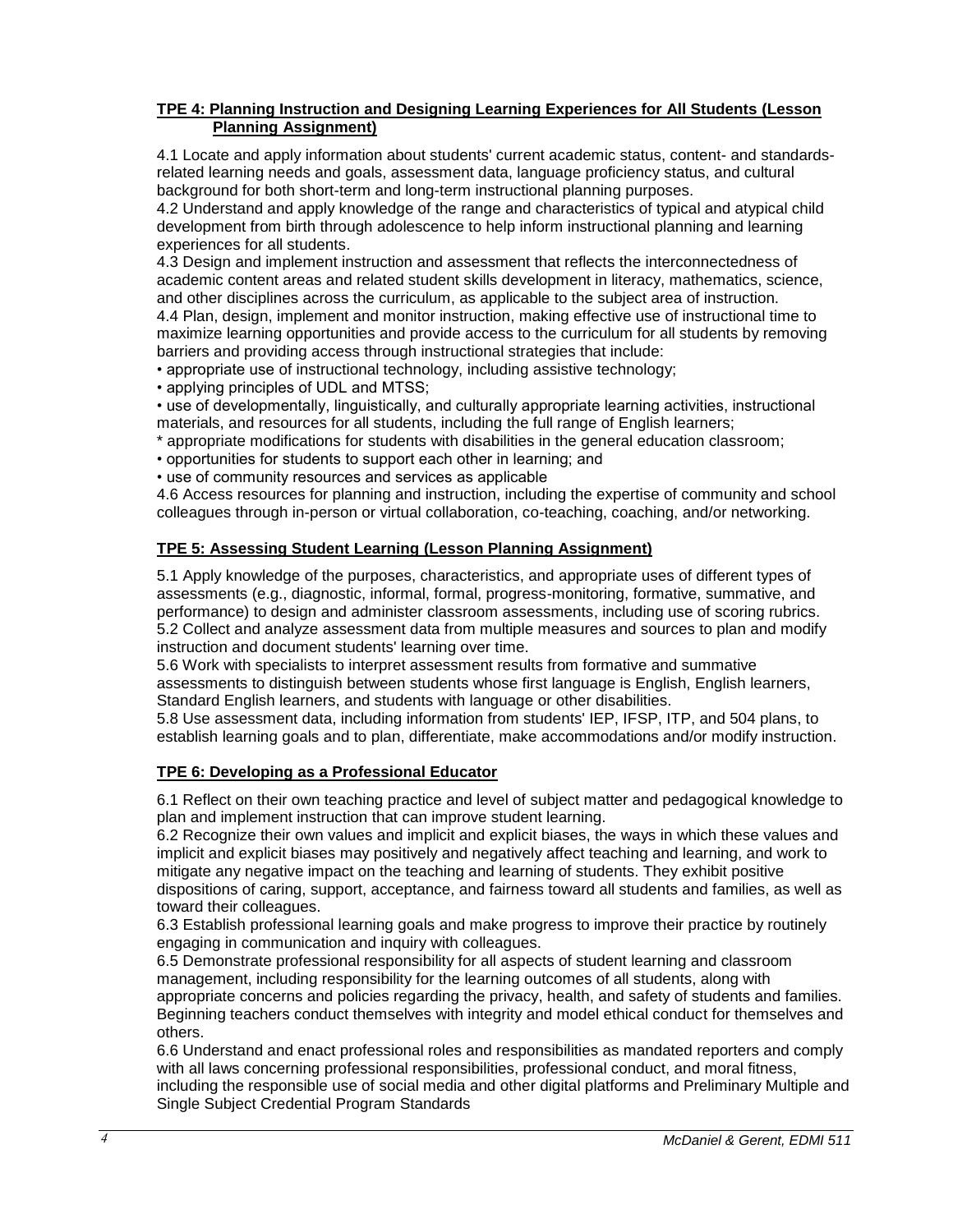**TPE 4: Planning Instruction and Designing Learning Experiences for All Students (Lesson Planning Assignment)**

4.1 Locate and apply information about students' current academic status, content- and standards-related learning needs and goals, assessment data, language proficiency status, and cultural background for both short-term and long-term instructional planning purposes.
4.2 Understand and apply knowledge of the range and characteristics of typical and atypical child development from birth through adolescence to help inform instructional planning and learning experiences for all students.
4.3 Design and implement instruction and assessment that reflects the interconnectedness of academic content areas and related student skills development in literacy, mathematics, science, and other disciplines across the curriculum, as applicable to the subject area of instruction.
4.4 Plan, design, implement and monitor instruction, making effective use of instructional time to maximize learning opportunities and provide access to the curriculum for all students by removing barriers and providing access through instructional strategies that include:
• appropriate use of instructional technology, including assistive technology;
• applying principles of UDL and MTSS;
• use of developmentally, linguistically, and culturally appropriate learning activities, instructional materials, and resources for all students, including the full range of English learners;
* appropriate modifications for students with disabilities in the general education classroom;
• opportunities for students to support each other in learning; and
• use of community resources and services as applicable
4.6 Access resources for planning and instruction, including the expertise of community and school colleagues through in-person or virtual collaboration, co-teaching, coaching, and/or networking.

**TPE 5: Assessing Student Learning (Lesson Planning Assignment)**

5.1 Apply knowledge of the purposes, characteristics, and appropriate uses of different types of assessments (e.g., diagnostic, informal, formal, progress-monitoring, formative, summative, and performance) to design and administer classroom assessments, including use of scoring rubrics.
5.2 Collect and analyze assessment data from multiple measures and sources to plan and modify instruction and document students' learning over time.
5.6 Work with specialists to interpret assessment results from formative and summative assessments to distinguish between students whose first language is English, English learners, Standard English learners, and students with language or other disabilities.
5.8 Use assessment data, including information from students' IEP, IFSP, ITP, and 504 plans, to establish learning goals and to plan, differentiate, make accommodations and/or modify instruction.

**TPE 6: Developing as a Professional Educator**

6.1 Reflect on their own teaching practice and level of subject matter and pedagogical knowledge to plan and implement instruction that can improve student learning.
6.2 Recognize their own values and implicit and explicit biases, the ways in which these values and implicit and explicit biases may positively and negatively affect teaching and learning, and work to mitigate any negative impact on the teaching and learning of students. They exhibit positive dispositions of caring, support, acceptance, and fairness toward all students and families, as well as toward their colleagues.
6.3 Establish professional learning goals and make progress to improve their practice by routinely engaging in communication and inquiry with colleagues.
6.5 Demonstrate professional responsibility for all aspects of student learning and classroom management, including responsibility for the learning outcomes of all students, along with appropriate concerns and policies regarding the privacy, health, and safety of students and families. Beginning teachers conduct themselves with integrity and model ethical conduct for themselves and others.
6.6 Understand and enact professional roles and responsibilities as mandated reporters and comply with all laws concerning professional responsibilities, professional conduct, and moral fitness, including the responsible use of social media and other digital platforms and Preliminary Multiple and Single Subject Credential Program Standards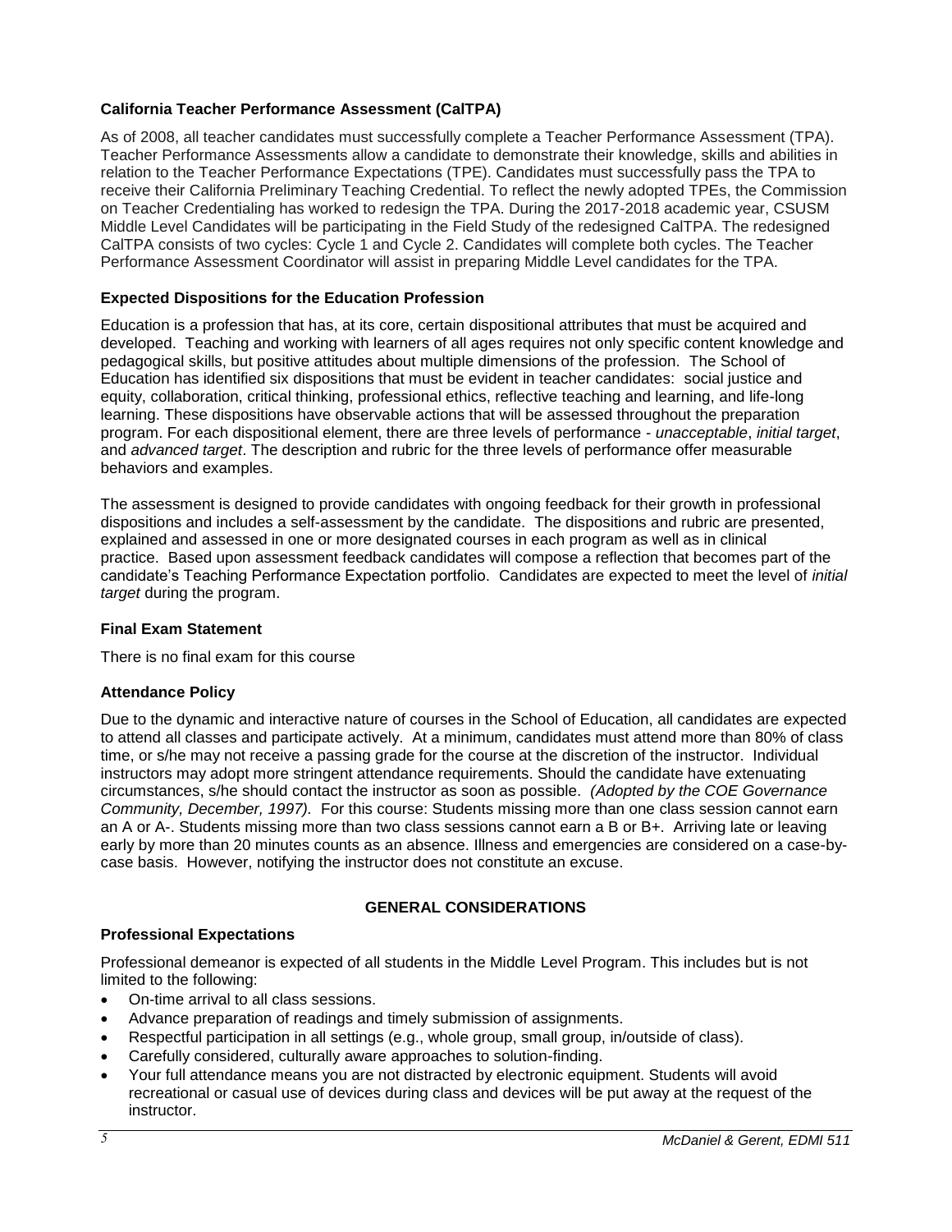### California Teacher Performance Assessment (CalTPA)

As of 2008, all teacher candidates must successfully complete a Teacher Performance Assessment (TPA). Teacher Performance Assessments allow a candidate to demonstrate their knowledge, skills and abilities in relation to the Teacher Performance Expectations (TPE). Candidates must successfully pass the TPA to receive their California Preliminary Teaching Credential. To reflect the newly adopted TPEs, the Commission on Teacher Credentialing has worked to redesign the TPA. During the 2017-2018 academic year, CSUSM Middle Level Candidates will be participating in the Field Study of the redesigned CalTPA. The redesigned CalTPA consists of two cycles: Cycle 1 and Cycle 2. Candidates will complete both cycles. The Teacher Performance Assessment Coordinator will assist in preparing Middle Level candidates for the TPA.

### Expected Dispositions for the Education Profession

Education is a profession that has, at its core, certain dispositional attributes that must be acquired and developed. Teaching and working with learners of all ages requires not only specific content knowledge and pedagogical skills, but positive attitudes about multiple dimensions of the profession. The School of Education has identified six dispositions that must be evident in teacher candidates: social justice and equity, collaboration, critical thinking, professional ethics, reflective teaching and learning, and life-long learning. These dispositions have observable actions that will be assessed throughout the preparation program. For each dispositional element, there are three levels of performance - *unacceptable*, *initial target*, and *advanced target*. The description and rubric for the three levels of performance offer measurable behaviors and examples.

The assessment is designed to provide candidates with ongoing feedback for their growth in professional dispositions and includes a self-assessment by the candidate. The dispositions and rubric are presented, explained and assessed in one or more designated courses in each program as well as in clinical practice. Based upon assessment feedback candidates will compose a reflection that becomes part of the candidate's Teaching Performance Expectation portfolio. Candidates are expected to meet the level of *initial target* during the program.

### Final Exam Statement

There is no final exam for this course

### Attendance Policy

Due to the dynamic and interactive nature of courses in the School of Education, all candidates are expected to attend all classes and participate actively. At a minimum, candidates must attend more than 80% of class time, or s/he may not receive a passing grade for the course at the discretion of the instructor. Individual instructors may adopt more stringent attendance requirements. Should the candidate have extenuating circumstances, s/he should contact the instructor as soon as possible. *(Adopted by the COE Governance Community, December, 1997).* For this course: Students missing more than one class session cannot earn an A or A-. Students missing more than two class sessions cannot earn a B or B+. Arriving late or leaving early by more than 20 minutes counts as an absence. Illness and emergencies are considered on a case-by-case basis. However, notifying the instructor does not constitute an excuse.

## GENERAL CONSIDERATIONS

### Professional Expectations

Professional demeanor is expected of all students in the Middle Level Program. This includes but is not limited to the following:

- On-time arrival to all class sessions.
- Advance preparation of readings and timely submission of assignments.
- Respectful participation in all settings (e.g., whole group, small group, in/outside of class).
- Carefully considered, culturally aware approaches to solution-finding.
- Your full attendance means you are not distracted by electronic equipment. Students will avoid recreational or casual use of devices during class and devices will be put away at the request of the instructor.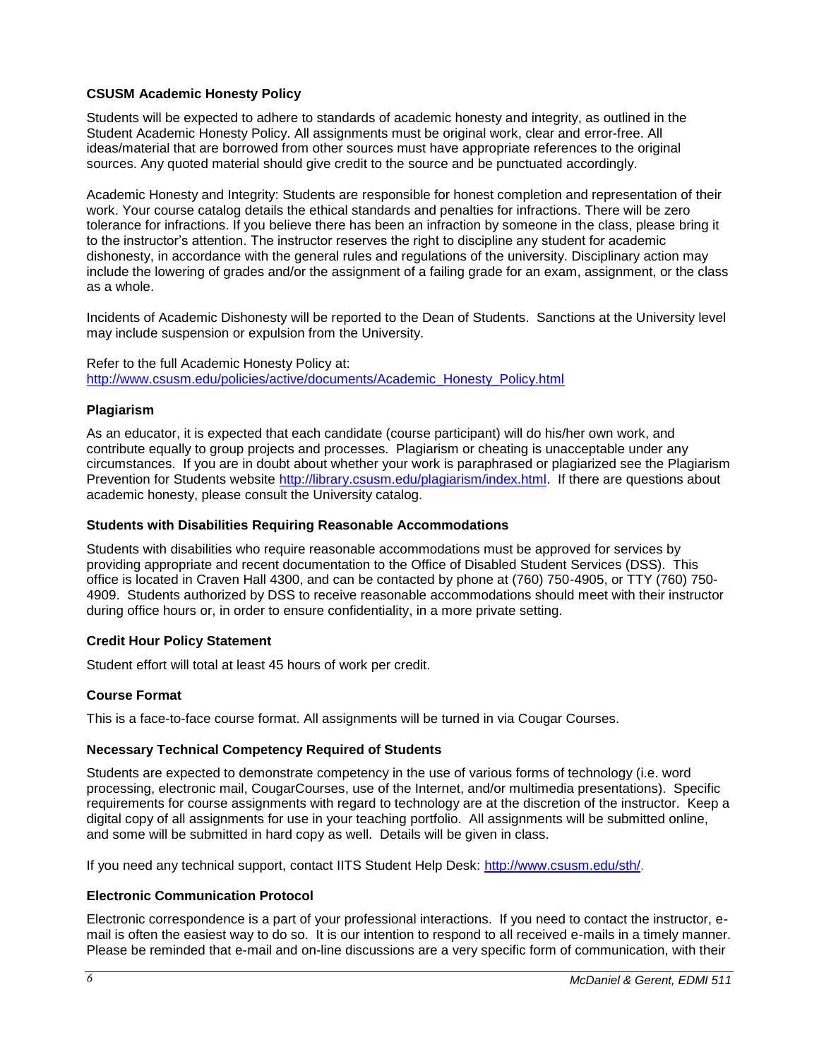### CSUSM Academic Honesty Policy

Students will be expected to adhere to standards of academic honesty and integrity, as outlined in the Student Academic Honesty Policy. All assignments must be original work, clear and error-free. All ideas/material that are borrowed from other sources must have appropriate references to the original sources. Any quoted material should give credit to the source and be punctuated accordingly.

Academic Honesty and Integrity: Students are responsible for honest completion and representation of their work. Your course catalog details the ethical standards and penalties for infractions. There will be zero tolerance for infractions. If you believe there has been an infraction by someone in the class, please bring it to the instructor's attention. The instructor reserves the right to discipline any student for academic dishonesty, in accordance with the general rules and regulations of the university. Disciplinary action may include the lowering of grades and/or the assignment of a failing grade for an exam, assignment, or the class as a whole.

Incidents of Academic Dishonesty will be reported to the Dean of Students. Sanctions at the University level may include suspension or expulsion from the University.

Refer to the full Academic Honesty Policy at: [http://www.csusm.edu/policies/active/documents/Academic_Honesty_Policy.html](http://www.csusm.edu/policies/active/documents/Academic_Honesty_Policy.html)

### Plagiarism

As an educator, it is expected that each candidate (course participant) will do his/her own work, and contribute equally to group projects and processes. Plagiarism or cheating is unacceptable under any circumstances. If you are in doubt about whether your work is paraphrased or plagiarized see the Plagiarism Prevention for Students website [http://library.csusm.edu/plagiarism/index.html](http://library.csusm.edu/plagiarism/index.html). If there are questions about academic honesty, please consult the University catalog.

### Students with Disabilities Requiring Reasonable Accommodations

Students with disabilities who require reasonable accommodations must be approved for services by providing appropriate and recent documentation to the Office of Disabled Student Services (DSS). This office is located in Craven Hall 4300, and can be contacted by phone at (760) 750-4905, or TTY (760) 750-4909. Students authorized by DSS to receive reasonable accommodations should meet with their instructor during office hours or, in order to ensure confidentiality, in a more private setting.

### Credit Hour Policy Statement

Student effort will total at least 45 hours of work per credit.

### Course Format

This is a face-to-face course format. All assignments will be turned in via Cougar Courses.

### Necessary Technical Competency Required of Students

Students are expected to demonstrate competency in the use of various forms of technology (i.e. word processing, electronic mail, CougarCourses, use of the Internet, and/or multimedia presentations). Specific requirements for course assignments with regard to technology are at the discretion of the instructor. Keep a digital copy of all assignments for use in your teaching portfolio. All assignments will be submitted online, and some will be submitted in hard copy as well. Details will be given in class.

If you need any technical support, contact IITS Student Help Desk: [http://www.csusm.edu/sth/](http://www.csusm.edu/sth/).

### Electronic Communication Protocol

Electronic correspondence is a part of your professional interactions. If you need to contact the instructor, e-mail is often the easiest way to do so. It is our intention to respond to all received e-mails in a timely manner. Please be reminded that e-mail and on-line discussions are a very specific form of communication, with their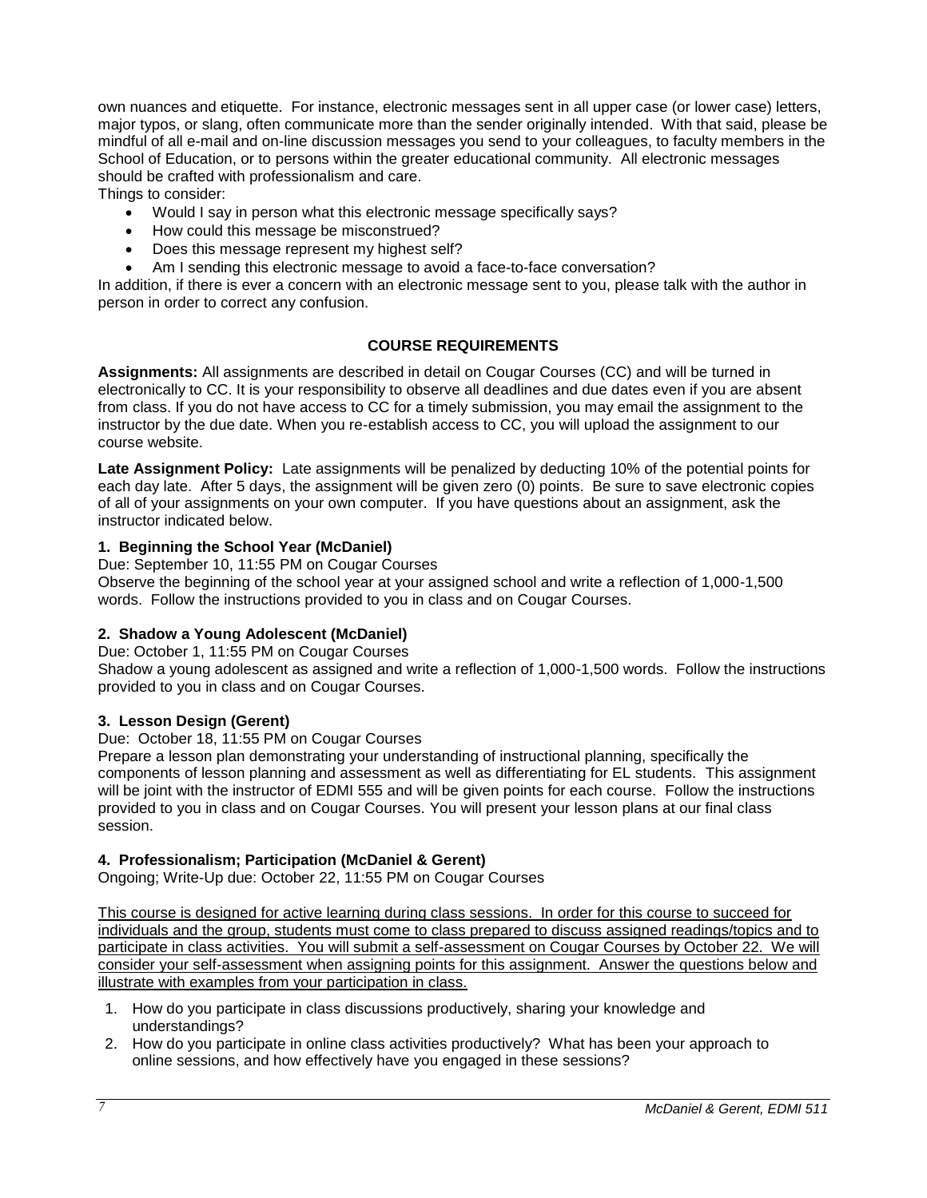own nuances and etiquette. For instance, electronic messages sent in all upper case (or lower case) letters, major typos, or slang, often communicate more than the sender originally intended. With that said, please be mindful of all e-mail and on-line discussion messages you send to your colleagues, to faculty members in the School of Education, or to persons within the greater educational community. All electronic messages should be crafted with professionalism and care.

Things to consider:

- Would I say in person what this electronic message specifically says?
- How could this message be misconstrued?
- Does this message represent my highest self?
- Am I sending this electronic message to avoid a face-to-face conversation?

In addition, if there is ever a concern with an electronic message sent to you, please talk with the author in person in order to correct any confusion.

## COURSE REQUIREMENTS

**Assignments:** All assignments are described in detail on Cougar Courses (CC) and will be turned in electronically to CC. It is your responsibility to observe all deadlines and due dates even if you are absent from class. If you do not have access to CC for a timely submission, you may email the assignment to the instructor by the due date. When you re-establish access to CC, you will upload the assignment to our course website.

**Late Assignment Policy:** Late assignments will be penalized by deducting 10% of the potential points for each day late. After 5 days, the assignment will be given zero (0) points. Be sure to save electronic copies of all of your assignments on your own computer. If you have questions about an assignment, ask the instructor indicated below.

### 1. Beginning the School Year (McDaniel)

Due: September 10, 11:55 PM on Cougar Courses

Observe the beginning of the school year at your assigned school and write a reflection of 1,000-1,500 words. Follow the instructions provided to you in class and on Cougar Courses.

### 2. Shadow a Young Adolescent (McDaniel)

Due: October 1, 11:55 PM on Cougar Courses

Shadow a young adolescent as assigned and write a reflection of 1,000-1,500 words. Follow the instructions provided to you in class and on Cougar Courses.

### 3. Lesson Design (Gerent)

Due: October 18, 11:55 PM on Cougar Courses

Prepare a lesson plan demonstrating your understanding of instructional planning, specifically the components of lesson planning and assessment as well as differentiating for EL students. This assignment will be joint with the instructor of EDMI 555 and will be given points for each course. Follow the instructions provided to you in class and on Cougar Courses. You will present your lesson plans at our final class session.

### 4. Professionalism; Participation (McDaniel & Gerent)

Ongoing; Write-Up due: October 22, 11:55 PM on Cougar Courses

This course is designed for active learning during class sessions. In order for this course to succeed for individuals and the group, students must come to class prepared to discuss assigned readings/topics and to participate in class activities. You will submit a self-assessment on Cougar Courses by October 22. We will consider your self-assessment when assigning points for this assignment. Answer the questions below and illustrate with examples from your participation in class.

1. How do you participate in class discussions productively, sharing your knowledge and understandings?
2. How do you participate in online class activities productively? What has been your approach to online sessions, and how effectively have you engaged in these sessions?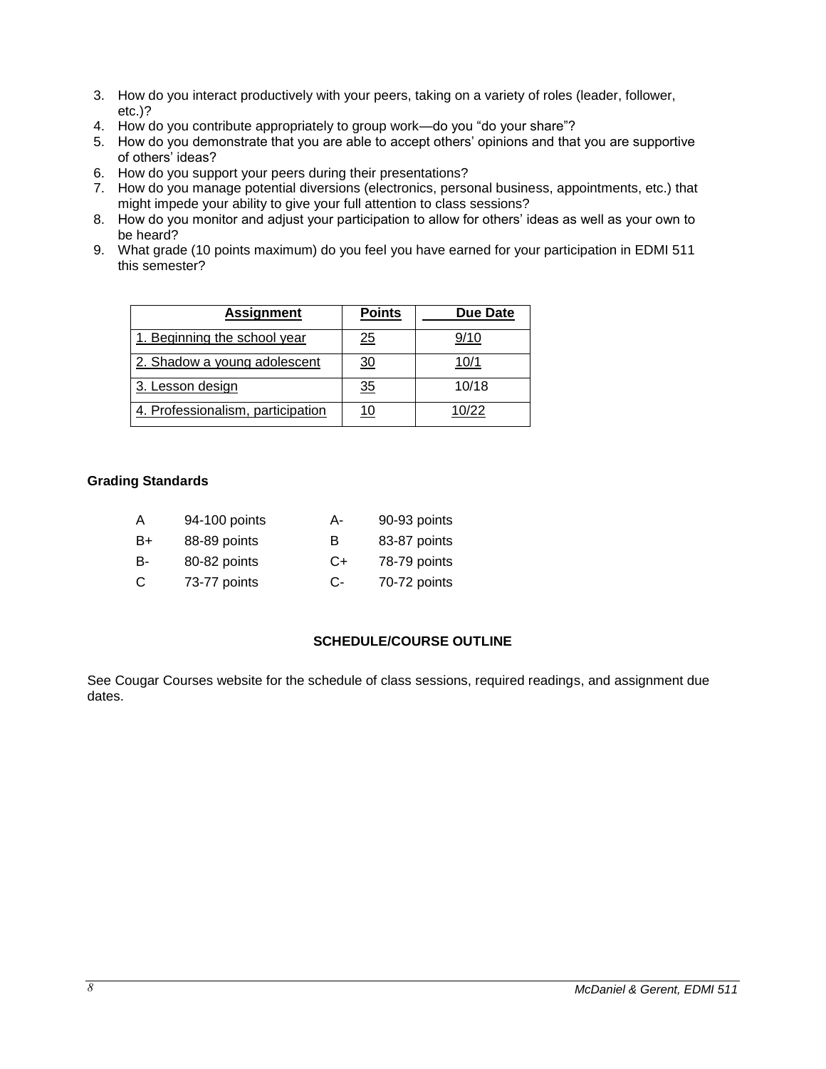3. How do you interact productively with your peers, taking on a variety of roles (leader, follower, etc.)?
4. How do you contribute appropriately to group work—do you "do your share"?
5. How do you demonstrate that you are able to accept others' opinions and that you are supportive of others' ideas?
6. How do you support your peers during their presentations?
7. How do you manage potential diversions (electronics, personal business, appointments, etc.) that might impede your ability to give your full attention to class sessions?
8. How do you monitor and adjust your participation to allow for others' ideas as well as your own to be heard?
9. What grade (10 points maximum) do you feel you have earned for your participation in EDMI 511 this semester?

| Assignment | Points | Due Date |
|---|---|---|
| 1. Beginning the school year | 25 | 9/10 |
| 2. Shadow a young adolescent | 30 | 10/1 |
| 3. Lesson design | 35 | 10/18 |
| 4. Professionalism, participation | 10 | 10/22 |

**Grading Standards**

| | | | |
|---|---|---|---|
| A | 94-100 points | A- | 90-93 points |
| B+ | 88-89 points | B | 83-87 points |
| B- | 80-82 points | C+ | 78-79 points |
| C | 73-77 points | C- | 70-72 points |

**SCHEDULE/COURSE OUTLINE**

See Cougar Courses website for the schedule of class sessions, required readings, and assignment due dates.